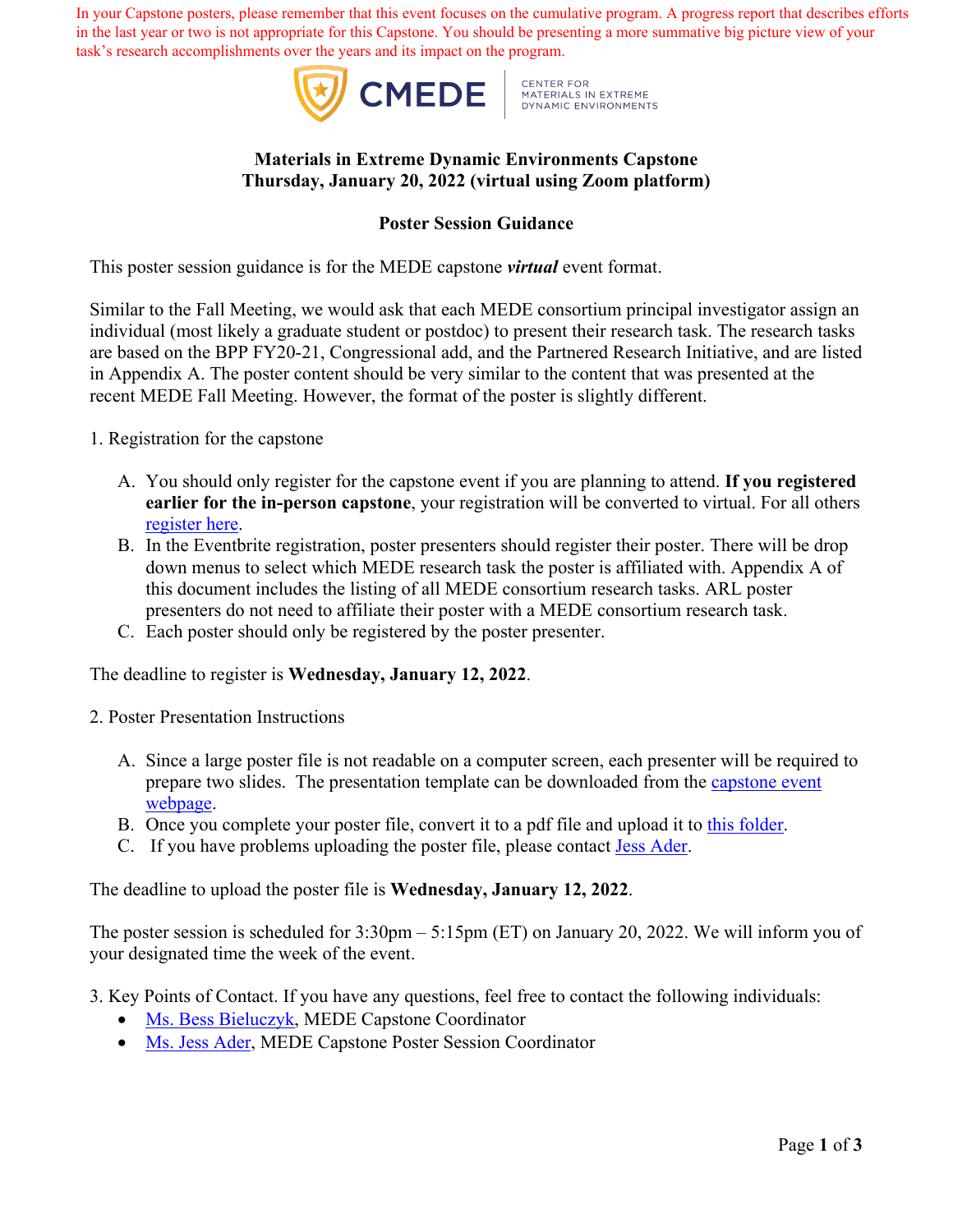In your Capstone posters, please remember that this event focuses on the cumulative program. A progress report that describes efforts in the last year or two is not appropriate for this Capstone. You should be presenting a more summative big picture view of your task's research accomplishments over the years and its impact on the program.

CMEDE | CENTER FOR MATERIALS IN EXTREME DYNAMIC ENVIRONMENTS

**Materials in Extreme Dynamic Environments Capstone**
**Thursday, January 20, 2022 (virtual using Zoom platform)**

**Poster Session Guidance**

This poster session guidance is for the MEDE capstone ***virtual*** event format.

Similar to the Fall Meeting, we would ask that each MEDE consortium principal investigator assign an individual (most likely a graduate student or postdoc) to present their research task. The research tasks are based on the BPP FY20-21, Congressional add, and the Partnered Research Initiative, and are listed in Appendix A. The poster content should be very similar to the content that was presented at the recent MEDE Fall Meeting. However, the format of the poster is slightly different.

1. Registration for the capstone

   A. You should only register for the capstone event if you are planning to attend. **If you registered earlier for the in-person capstone**, your registration will be converted to virtual. For all others register here.
   B. In the Eventbrite registration, poster presenters should register their poster. There will be drop down menus to select which MEDE research task the poster is affiliated with. Appendix A of this document includes the listing of all MEDE consortium research tasks. ARL poster presenters do not need to affiliate their poster with a MEDE consortium research task.
   C. Each poster should only be registered by the poster presenter.

The deadline to register is **Wednesday, January 12, 2022**.

2. Poster Presentation Instructions

   A. Since a large poster file is not readable on a computer screen, each presenter will be required to prepare two slides. The presentation template can be downloaded from the capstone event webpage.
   B. Once you complete your poster file, convert it to a pdf file and upload it to this folder.
   C. If you have problems uploading the poster file, please contact Jess Ader.

The deadline to upload the poster file is **Wednesday, January 12, 2022**.

The poster session is scheduled for 3:30pm – 5:15pm (ET) on January 20, 2022. We will inform you of your designated time the week of the event.

3. Key Points of Contact. If you have any questions, feel free to contact the following individuals:
   - Ms. Bess Bieluczyk, MEDE Capstone Coordinator
   - Ms. Jess Ader, MEDE Capstone Poster Session Coordinator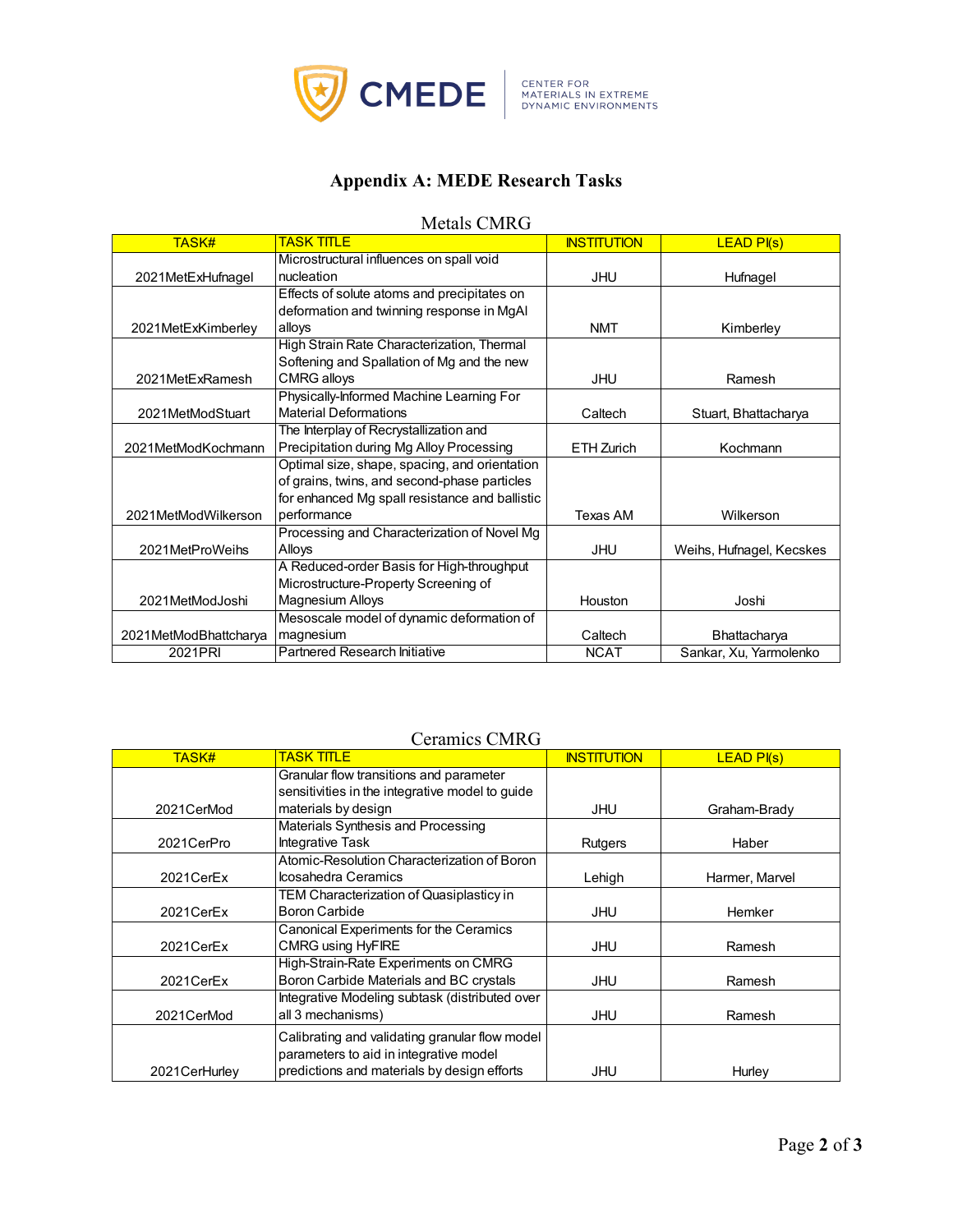# Appendix A: MEDE Research Tasks

## Metals CMRG

| TASK# | TASK TITLE | INSTITUTION | LEAD PI(s) |
|---|---|---|---|
| 2021MetExHufnagel | Microstructural influences on spall void nucleation | JHU | Hufnagel |
| 2021MetExKimberley | Effects of solute atoms and precipitates on deformation and twinning response in MgAl alloys | NMT | Kimberley |
| 2021MetExRamesh | High Strain Rate Characterization, Thermal Softening and Spallation of Mg and the new CMRG alloys | JHU | Ramesh |
| 2021MetModStuart | Physically-Informed Machine Learning For Material Deformations | Caltech | Stuart, Bhattacharya |
| 2021MetModKochmann | The Interplay of Recrystallization and Precipitation during Mg Alloy Processing | ETH Zurich | Kochmann |
| 2021MetModWilkerson | Optimal size, shape, spacing, and orientation of grains, twins, and second-phase particles for enhanced Mg spall resistance and ballistic performance | Texas AM | Wilkerson |
| 2021MetProWeihs | Processing and Characterization of Novel Mg Alloys | JHU | Weihs, Hufnagel, Kecskes |
| 2021MetModJoshi | A Reduced-order Basis for High-throughput Microstructure-Property Screening of Magnesium Alloys | Houston | Joshi |
| 2021MetModBhattcharya | Mesoscale model of dynamic deformation of magnesium | Caltech | Bhattacharya |
| 2021PRI | Partnered Research Initiative | NCAT | Sankar, Xu, Yarmolenko |

## Ceramics CMRG

| TASK# | TASK TITLE | INSTITUTION | LEAD PI(s) |
|---|---|---|---|
| 2021CerMod | Granular flow transitions and parameter sensitivities in the integrative model to guide materials by design | JHU | Graham-Brady |
| 2021CerPro | Materials Synthesis and Processing Integrative Task | Rutgers | Haber |
| 2021CerEx | Atomic-Resolution Characterization of Boron Icosahedra Ceramics | Lehigh | Harmer, Marvel |
| 2021CerEx | TEM Characterization of Quasiplasticy in Boron Carbide | JHU | Hemker |
| 2021CerEx | Canonical Experiments for the Ceramics CMRG using HyFIRE | JHU | Ramesh |
| 2021CerEx | High-Strain-Rate Experiments on CMRG Boron Carbide Materials and BC crystals | JHU | Ramesh |
| 2021CerMod | Integrative Modeling subtask (distributed over all 3 mechanisms) | JHU | Ramesh |
| 2021CerHurley | Calibrating and validating granular flow model parameters to aid in integrative model predictions and materials by design efforts | JHU | Hurley |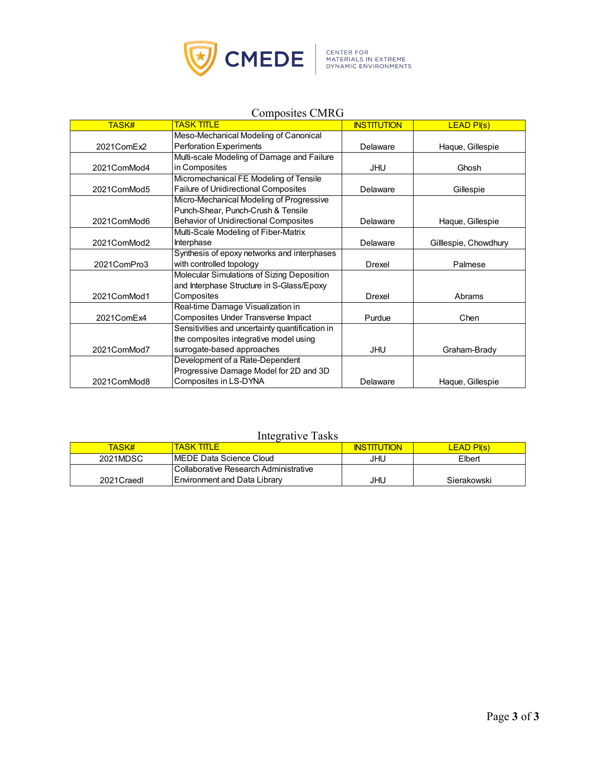CMEDE | CENTER FOR MATERIALS IN EXTREME DYNAMIC ENVIRONMENTS

## Composites CMRG

| TASK# | TASK TITLE | INSTITUTION | LEAD PI(s) |
|---|---|---|---|
| 2021ComEx2 | Meso-Mechanical Modeling of Canonical Perforation Experiments | Delaware | Haque, Gillespie |
| 2021ComMod4 | Multi-scale Modeling of Damage and Failure in Composites | JHU | Ghosh |
| 2021ComMod5 | Micromechanical FE Modeling of Tensile Failure of Unidirectional Composites | Delaware | Gillespie |
| 2021ComMod6 | Micro-Mechanical Modeling of Progressive Punch-Shear, Punch-Crush & Tensile Behavior of Unidirectional Composites | Delaware | Haque, Gillespie |
| 2021ComMod2 | Multi-Scale Modeling of Fiber-Matrix Interphase | Delaware | Gilllespie, Chowdhury |
| 2021ComPro3 | Synthesis of epoxy networks and interphases with controlled topology | Drexel | Palmese |
| 2021ComMod1 | Molecular Simulations of Sizing Deposition and Interphase Structure in S-Glass/Epoxy Composites | Drexel | Abrams |
| 2021ComEx4 | Real-time Damage Visualization in Composites Under Transverse Impact | Purdue | Chen |
| 2021ComMod7 | Sensitivities and uncertainty quantification in the composites integrative model using surrogate-based approaches | JHU | Graham-Brady |
| 2021ComMod8 | Development of a Rate-Dependent Progressive Damage Model for 2D and 3D Composites in LS-DYNA | Delaware | Haque, Gillespie |

## Integrative Tasks

| TASK# | TASK TITLE | INSTITUTION | LEAD PI(s) |
|---|---|---|---|
| 2021MDSC | MEDE Data Science Cloud | JHU | Elbert |
| 2021Craedl | Collaborative Research Administrative Environment and Data Library | JHU | Sierakowski |